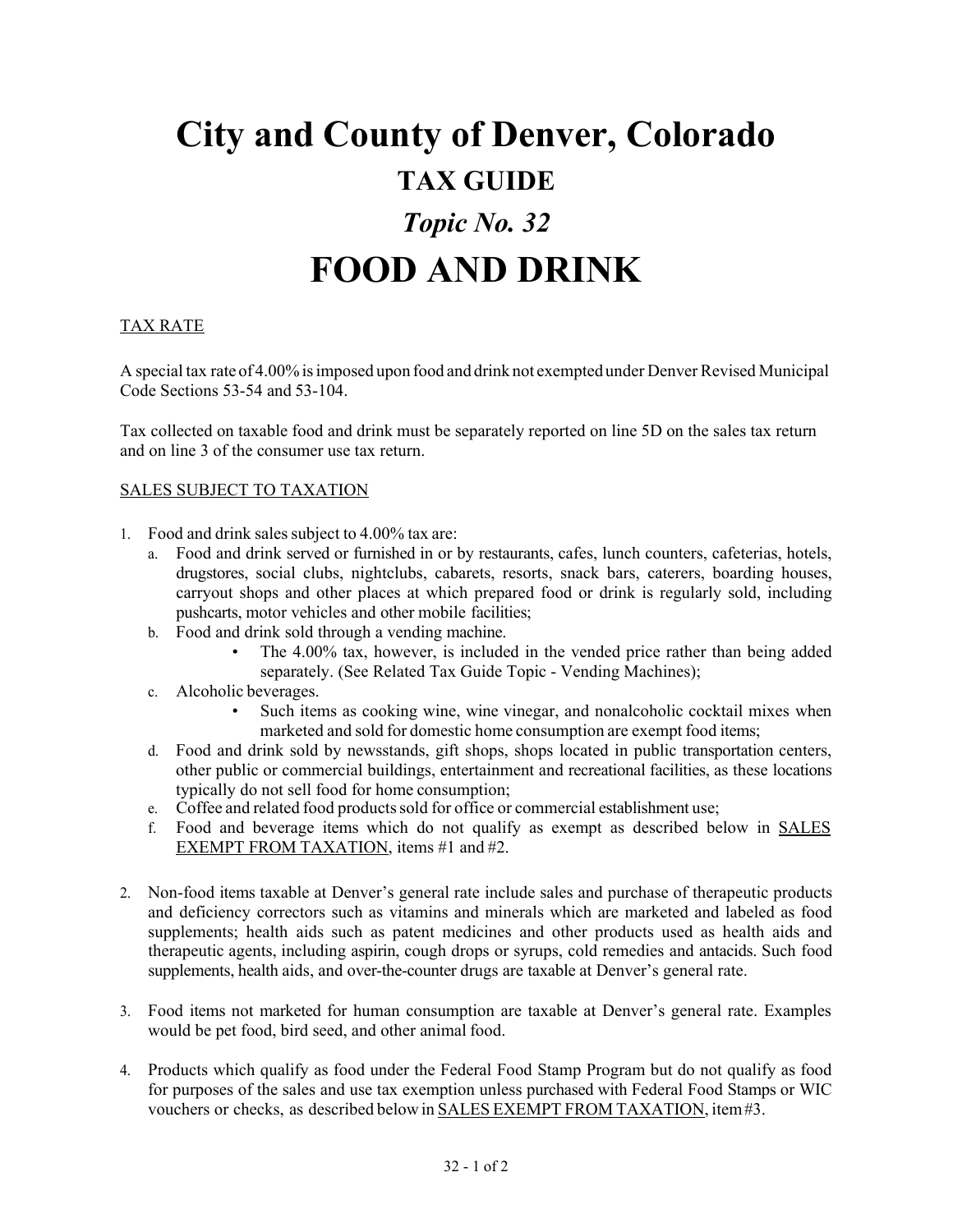# City and County of Denver, Colorado

## TAX GUIDE

## *Topic No. 32*

# FOOD AND DRINK

<u>TAX RATE</u>

A special tax rate of 4.00% is imposed upon food and drink not exempted under Denver Revised Municipal Code Sections 53-54 and 53-104.

Tax collected on taxable food and drink must be separately reported on line 5D on the sales tax return and on line 3 of the consumer use tax return.

<u>SALES SUBJECT TO TAXATION</u>

1. Food and drink sales subject to 4.00% tax are:
   a. Food and drink served or furnished in or by restaurants, cafes, lunch counters, cafeterias, hotels, drugstores, social clubs, nightclubs, cabarets, resorts, snack bars, caterers, boarding houses, carryout shops and other places at which prepared food or drink is regularly sold, including pushcarts, motor vehicles and other mobile facilities;
   b. Food and drink sold through a vending machine.
      - The 4.00% tax, however, is included in the vended price rather than being added separately. (See Related Tax Guide Topic - Vending Machines);
   c. Alcoholic beverages.
      - Such items as cooking wine, wine vinegar, and nonalcoholic cocktail mixes when marketed and sold for domestic home consumption are exempt food items;
   d. Food and drink sold by newsstands, gift shops, shops located in public transportation centers, other public or commercial buildings, entertainment and recreational facilities, as these locations typically do not sell food for home consumption;
   e. Coffee and related food products sold for office or commercial establishment use;
   f. Food and beverage items which do not qualify as exempt as described below in <u>SALES EXEMPT FROM TAXATION</u>, items #1 and #2.

2. Non-food items taxable at Denver's general rate include sales and purchase of therapeutic products and deficiency correctors such as vitamins and minerals which are marketed and labeled as food supplements; health aids such as patent medicines and other products used as health aids and therapeutic agents, including aspirin, cough drops or syrups, cold remedies and antacids. Such food supplements, health aids, and over-the-counter drugs are taxable at Denver's general rate.

3. Food items not marketed for human consumption are taxable at Denver's general rate. Examples would be pet food, bird seed, and other animal food.

4. Products which qualify as food under the Federal Food Stamp Program but do not qualify as food for purposes of the sales and use tax exemption unless purchased with Federal Food Stamps or WIC vouchers or checks, as described below in <u>SALES EXEMPT FROM TAXATION</u>, item #3.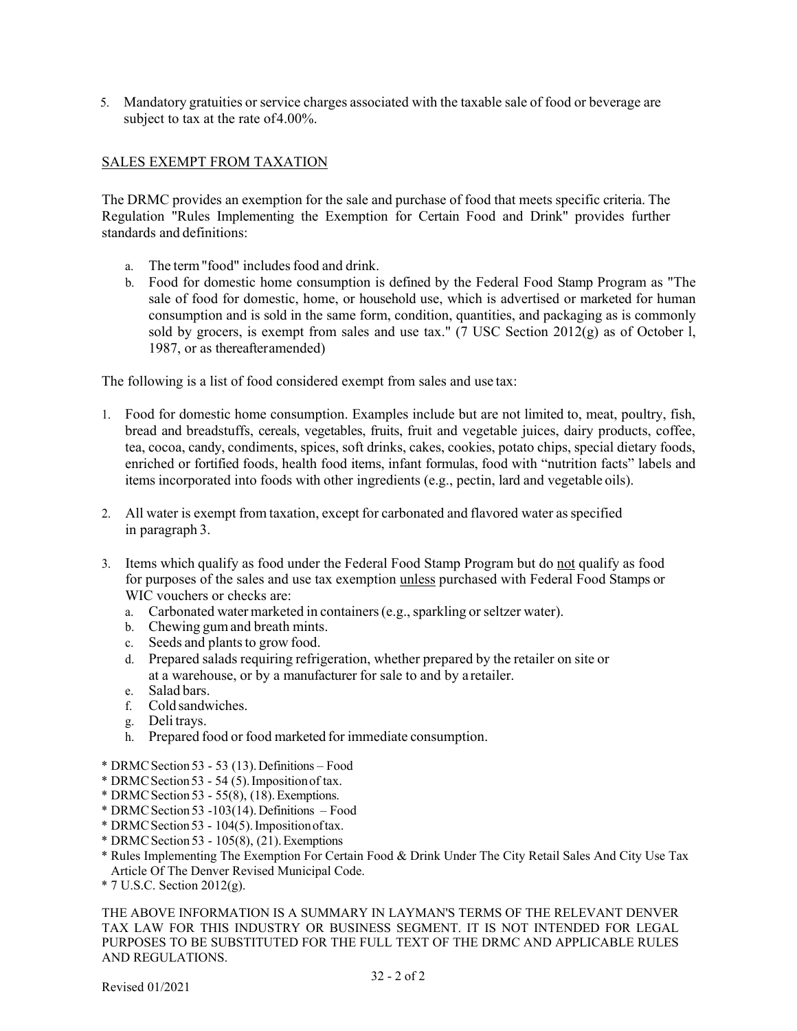5. Mandatory gratuities or service charges associated with the taxable sale of food or beverage are subject to tax at the rate of4.00%.

SALES EXEMPT FROM TAXATION

The DRMC provides an exemption for the sale and purchase of food that meets specific criteria. The Regulation "Rules Implementing the Exemption for Certain Food and Drink" provides further standards and definitions:

a. The term "food" includes food and drink.
b. Food for domestic home consumption is defined by the Federal Food Stamp Program as "The sale of food for domestic, home, or household use, which is advertised or marketed for human consumption and is sold in the same form, condition, quantities, and packaging as is commonly sold by grocers, is exempt from sales and use tax." (7 USC Section 2012(g) as of October l, 1987, or as thereafteramended)

The following is a list of food considered exempt from sales and use tax:

1. Food for domestic home consumption. Examples include but are not limited to, meat, poultry, fish, bread and breadstuffs, cereals, vegetables, fruits, fruit and vegetable juices, dairy products, coffee, tea, cocoa, candy, condiments, spices, soft drinks, cakes, cookies, potato chips, special dietary foods, enriched or fortified foods, health food items, infant formulas, food with "nutrition facts" labels and items incorporated into foods with other ingredients (e.g., pectin, lard and vegetable oils).

2. All water is exempt from taxation, except for carbonated and flavored water as specified in paragraph 3.

3. Items which qualify as food under the Federal Food Stamp Program but do not qualify as food for purposes of the sales and use tax exemption unless purchased with Federal Food Stamps or WIC vouchers or checks are:
   a. Carbonated water marketed in containers (e.g., sparkling or seltzer water).
   b. Chewing gum and breath mints.
   c. Seeds and plants to grow food.
   d. Prepared salads requiring refrigeration, whether prepared by the retailer on site or at a warehouse, or by a manufacturer for sale to and by a retailer.
   e. Salad bars.
   f. Cold sandwiches.
   g. Deli trays.
   h. Prepared food or food marketed for immediate consumption.

\* DRMC Section 53 - 53 (13). Definitions – Food
\* DRMC Section 53 - 54 (5). Imposition of tax.
\* DRMC Section 53 - 55(8), (18). Exemptions.
\* DRMC Section 53 -103(14). Definitions – Food
\* DRMC Section 53 - 104(5). Imposition of tax.
\* DRMC Section 53 - 105(8), (21). Exemptions
\* Rules Implementing The Exemption For Certain Food & Drink Under The City Retail Sales And City Use Tax Article Of The Denver Revised Municipal Code.
\* 7 U.S.C. Section 2012(g).

THE ABOVE INFORMATION IS A SUMMARY IN LAYMAN'S TERMS OF THE RELEVANT DENVER TAX LAW FOR THIS INDUSTRY OR BUSINESS SEGMENT. IT IS NOT INTENDED FOR LEGAL PURPOSES TO BE SUBSTITUTED FOR THE FULL TEXT OF THE DRMC AND APPLICABLE RULES AND REGULATIONS.

Revised 01/2021